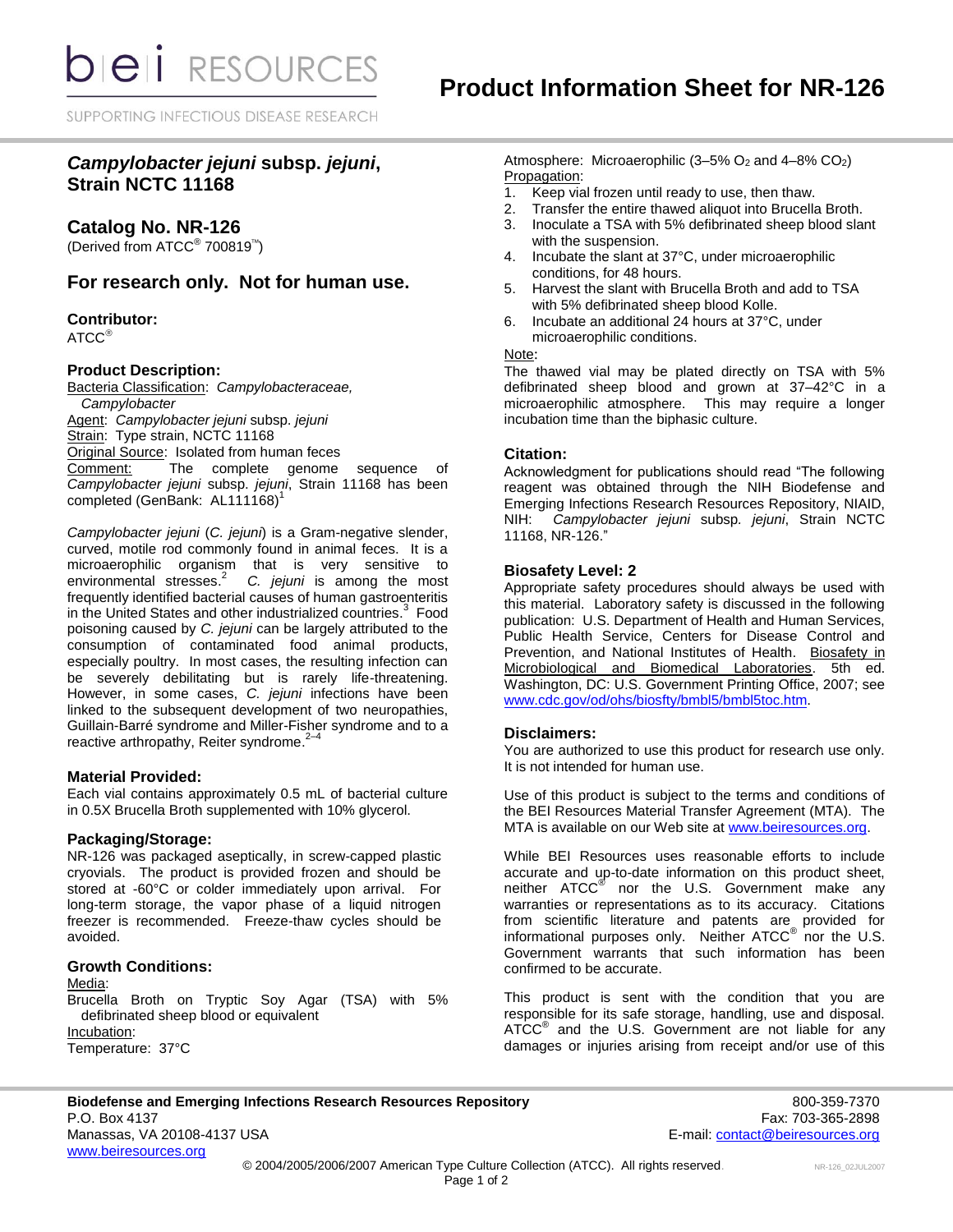# Product Information Sheet for NR-126

## *Campylobacter jejuni* subsp. *jejuni*, Strain NCTC 11168

## Catalog No. NR-126

(Derived from ATCC® 700819™)

## For research only. Not for human use.

### Contributor:

ATCC®

### Product Description:

Bacteria Classification: *Campylobacteraceae, Campylobacter*

Agent: *Campylobacter jejuni* subsp. *jejuni*

Strain: Type strain, NCTC 11168

Original Source: Isolated from human feces

Comment: The complete genome sequence of *Campylobacter jejuni* subsp. *jejuni*, Strain 11168 has been completed (GenBank: AL111168)[1]

*Campylobacter jejuni* (*C. jejuni*) is a Gram-negative slender, curved, motile rod commonly found in animal feces. It is a microaerophilic organism that is very sensitive to environmental stresses.[2] *C. jejuni* is among the most frequently identified bacterial causes of human gastroenteritis in the United States and other industrialized countries.[3] Food poisoning caused by *C. jejuni* can be largely attributed to the consumption of contaminated food animal products, especially poultry. In most cases, the resulting infection can be severely debilitating but is rarely life-threatening. However, in some cases, *C. jejuni* infections have been linked to the subsequent development of two neuropathies, Guillain-Barré syndrome and Miller-Fisher syndrome and to a reactive arthropathy, Reiter syndrome.[2–4]

### Material Provided:

Each vial contains approximately 0.5 mL of bacterial culture in 0.5X Brucella Broth supplemented with 10% glycerol.

### Packaging/Storage:

NR-126 was packaged aseptically, in screw-capped plastic cryovials. The product is provided frozen and should be stored at -60°C or colder immediately upon arrival. For long-term storage, the vapor phase of a liquid nitrogen freezer is recommended. Freeze-thaw cycles should be avoided.

### Growth Conditions:

Media:
Brucella Broth on Tryptic Soy Agar (TSA) with 5% defibrinated sheep blood or equivalent

Incubation:
Temperature: 37°C
Atmosphere: Microaerophilic (3–5% $O_2$ and 4–8% $CO_2$)

Propagation:

1. Keep vial frozen until ready to use, then thaw.
2. Transfer the entire thawed aliquot into Brucella Broth.
3. Inoculate a TSA with 5% defibrinated sheep blood slant with the suspension.
4. Incubate the slant at 37°C, under microaerophilic conditions, for 48 hours.
5. Harvest the slant with Brucella Broth and add to TSA with 5% defibrinated sheep blood Kolle.
6. Incubate an additional 24 hours at 37°C, under microaerophilic conditions.

Note:
The thawed vial may be plated directly on TSA with 5% defibrinated sheep blood and grown at 37–42°C in a microaerophilic atmosphere. This may require a longer incubation time than the biphasic culture.

### Citation:

Acknowledgment for publications should read "The following reagent was obtained through the NIH Biodefense and Emerging Infections Research Resources Repository, NIAID, NIH: *Campylobacter jejuni* subsp. *jejuni*, Strain NCTC 11168, NR-126."

### Biosafety Level: 2

Appropriate safety procedures should always be used with this material. Laboratory safety is discussed in the following publication: U.S. Department of Health and Human Services, Public Health Service, Centers for Disease Control and Prevention, and National Institutes of Health. Biosafety in Microbiological and Biomedical Laboratories. 5th ed. Washington, DC: U.S. Government Printing Office, 2007; see www.cdc.gov/od/ohs/biosfty/bmbl5/bmbl5toc.htm.

### Disclaimers:

You are authorized to use this product for research use only. It is not intended for human use.

Use of this product is subject to the terms and conditions of the BEI Resources Material Transfer Agreement (MTA). The MTA is available on our Web site at www.beiresources.org.

While BEI Resources uses reasonable efforts to include accurate and up-to-date information on this product sheet, neither ATCC® nor the U.S. Government make any warranties or representations as to its accuracy. Citations from scientific literature and patents are provided for informational purposes only. Neither ATCC® nor the U.S. Government warrants that such information has been confirmed to be accurate.

This product is sent with the condition that you are responsible for its safe storage, handling, use and disposal. ATCC® and the U.S. Government are not liable for any damages or injuries arising from receipt and/or use of this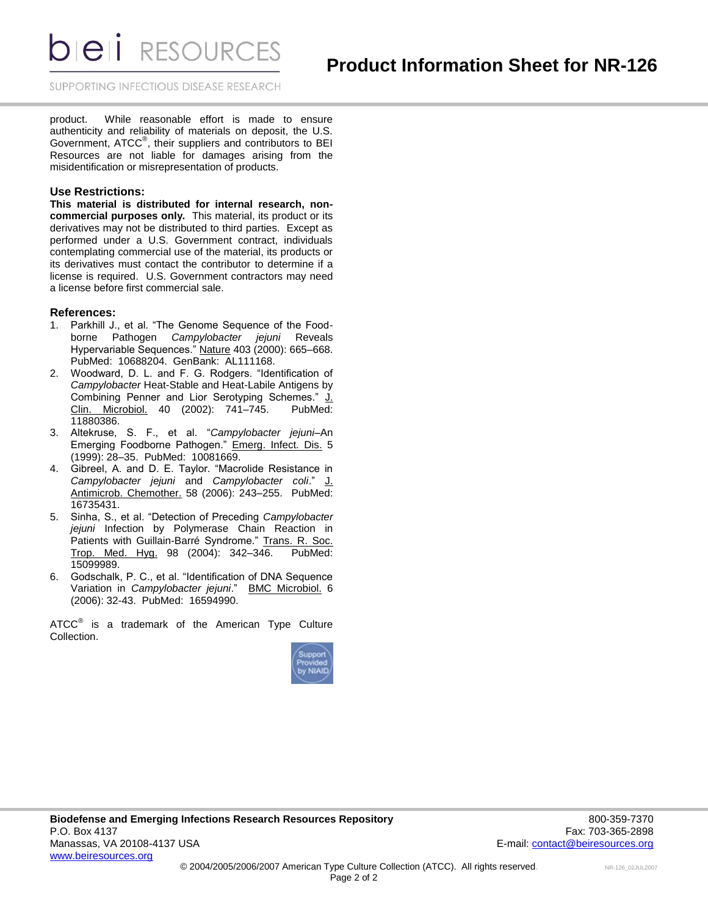product. While reasonable effort is made to ensure authenticity and reliability of materials on deposit, the U.S. Government, ATCC®, their suppliers and contributors to BEI Resources are not liable for damages arising from the misidentification or misrepresentation of products.

### Use Restrictions:

**This material is distributed for internal research, non-commercial purposes only.** This material, its product or its derivatives may not be distributed to third parties. Except as performed under a U.S. Government contract, individuals contemplating commercial use of the material, its products or its derivatives must contact the contributor to determine if a license is required. U.S. Government contractors may need a license before first commercial sale.

### References:

1. Parkhill J., et al. "The Genome Sequence of the Food-borne Pathogen *Campylobacter jejuni* Reveals Hypervariable Sequences." Nature 403 (2000): 665–668. PubMed: 10688204. GenBank: AL111168.
2. Woodward, D. L. and F. G. Rodgers. "Identification of *Campylobacter* Heat-Stable and Heat-Labile Antigens by Combining Penner and Lior Serotyping Schemes." J. Clin. Microbiol. 40 (2002): 741–745. PubMed: 11880386.
3. Altekruse, S. F., et al. "*Campylobacter jejuni*–An Emerging Foodborne Pathogen." Emerg. Infect. Dis. 5 (1999): 28–35. PubMed: 10081669.
4. Gibreel, A. and D. E. Taylor. "Macrolide Resistance in *Campylobacter jejuni* and *Campylobacter coli*." J. Antimicrob. Chemother. 58 (2006): 243–255. PubMed: 16735431.
5. Sinha, S., et al. "Detection of Preceding *Campylobacter jejuni* Infection by Polymerase Chain Reaction in Patients with Guillain-Barré Syndrome." Trans. R. Soc. Trop. Med. Hyg. 98 (2004): 342–346. PubMed: 15099989.
6. Godschalk, P. C., et al. "Identification of DNA Sequence Variation in *Campylobacter jejuni*." BMC Microbiol. 6 (2006): 32-43. PubMed: 16594990.

ATCC® is a trademark of the American Type Culture Collection.

Support Provided by NIAID

**Biodefense and Emerging Infections Research Resources Repository**
P.O. Box 4137
Manassas, VA 20108-4137 USA
www.beiresources.org

800-359-7370
Fax: 703-365-2898
E-mail: contact@beiresources.org

© 2004/2005/2006/2007 American Type Culture Collection (ATCC). All rights reserved.

NR-126_02JUL2007